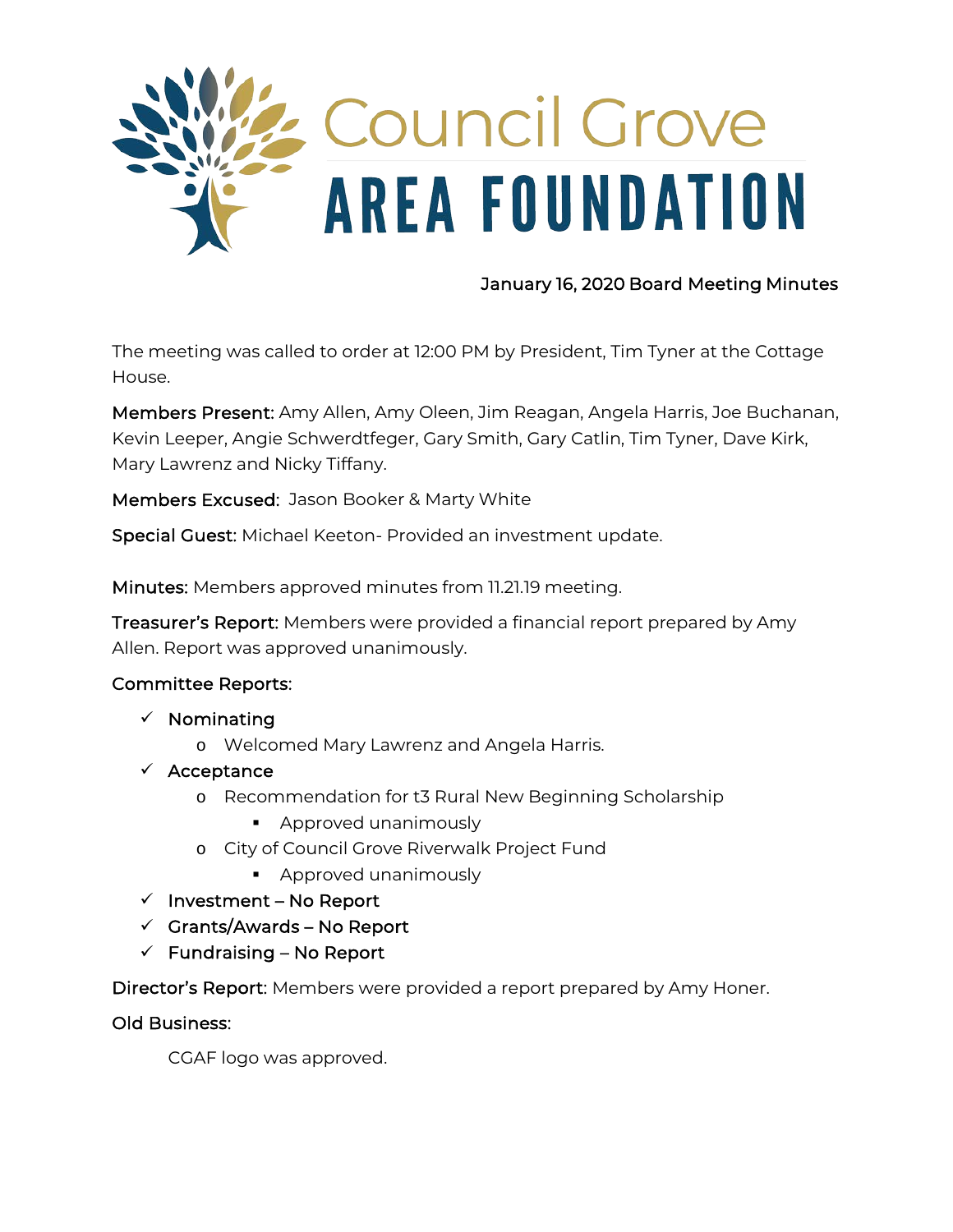# Council Grove AREA FOUNDATION

January 16, 2020 Board Meeting Minutes

The meeting was called to order at 12:00 PM by President, Tim Tyner at the Cottage House.

**Members Present:** Amy Allen, Amy Oleen, Jim Reagan, Angela Harris, Joe Buchanan, Kevin Leeper, Angie Schwerdtfeger, Gary Smith, Gary Catlin, Tim Tyner, Dave Kirk, Mary Lawrenz and Nicky Tiffany.

**Members Excused:** Jason Booker & Marty White

**Special Guest:** Michael Keeton- Provided an investment update.

**Minutes:** Members approved minutes from 11.21.19 meeting.

**Treasurer's Report:** Members were provided a financial report prepared by Amy Allen. Report was approved unanimously.

**Committee Reports:**

- ✓ Nominating
  - o Welcomed Mary Lawrenz and Angela Harris.
- ✓ Acceptance
  - o Recommendation for t3 Rural New Beginning Scholarship
    - Approved unanimously
  - o City of Council Grove Riverwalk Project Fund
    - Approved unanimously
- ✓ Investment – No Report
- ✓ Grants/Awards – No Report
- ✓ Fundraising – No Report

**Director's Report:** Members were provided a report prepared by Amy Honer.

**Old Business:**

CGAF logo was approved.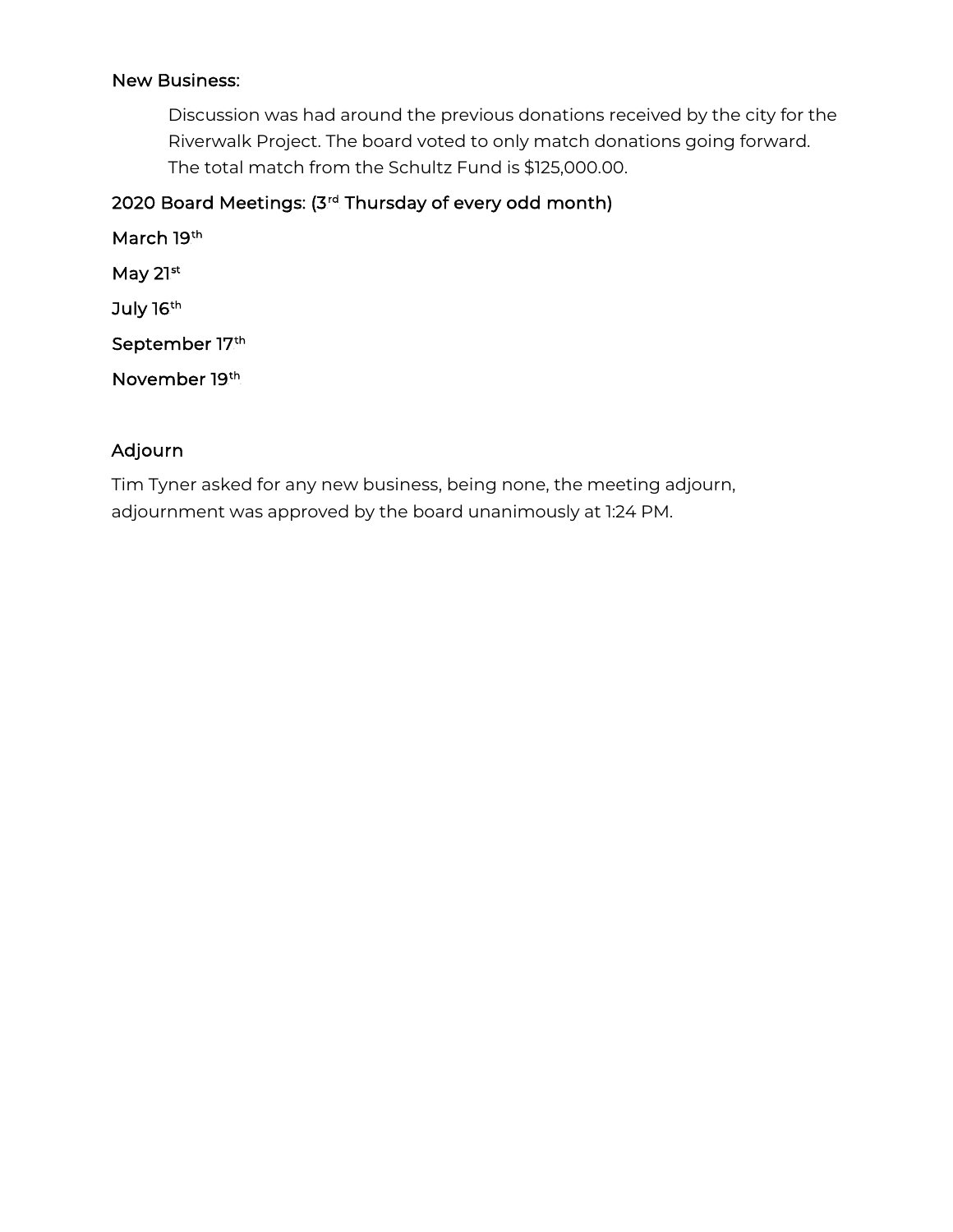## New Business:

Discussion was had around the previous donations received by the city for the Riverwalk Project. The board voted to only match donations going forward. The total match from the Schultz Fund is $125,000.00.

## 2020 Board Meetings: (3rd Thursday of every odd month)

March 19th

May 21st

July 16th

September 17th

November 19th

## Adjourn

Tim Tyner asked for any new business, being none, the meeting adjourn, adjournment was approved by the board unanimously at 1:24 PM.